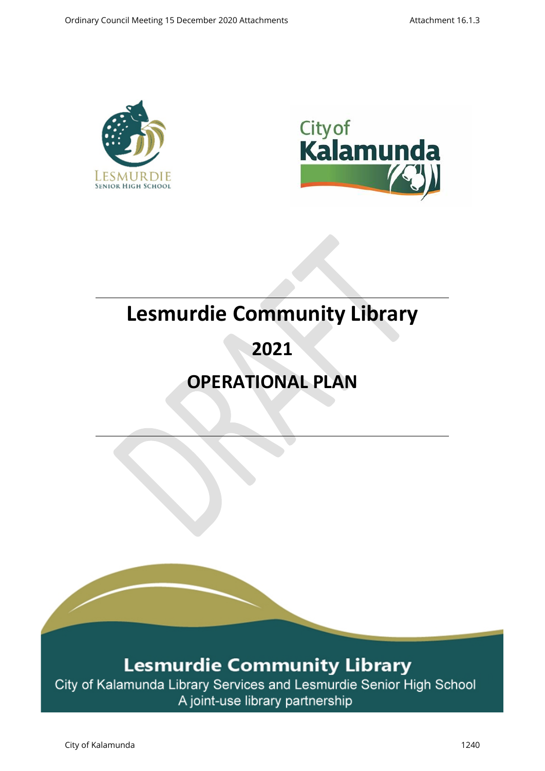# Lesmurdie Community Library

# 2021

# OPERATIONAL PLAN

**Lesmurdie Community Library**

City of Kalamunda Library Services and Lesmurdie Senior High School

A joint-use library partnership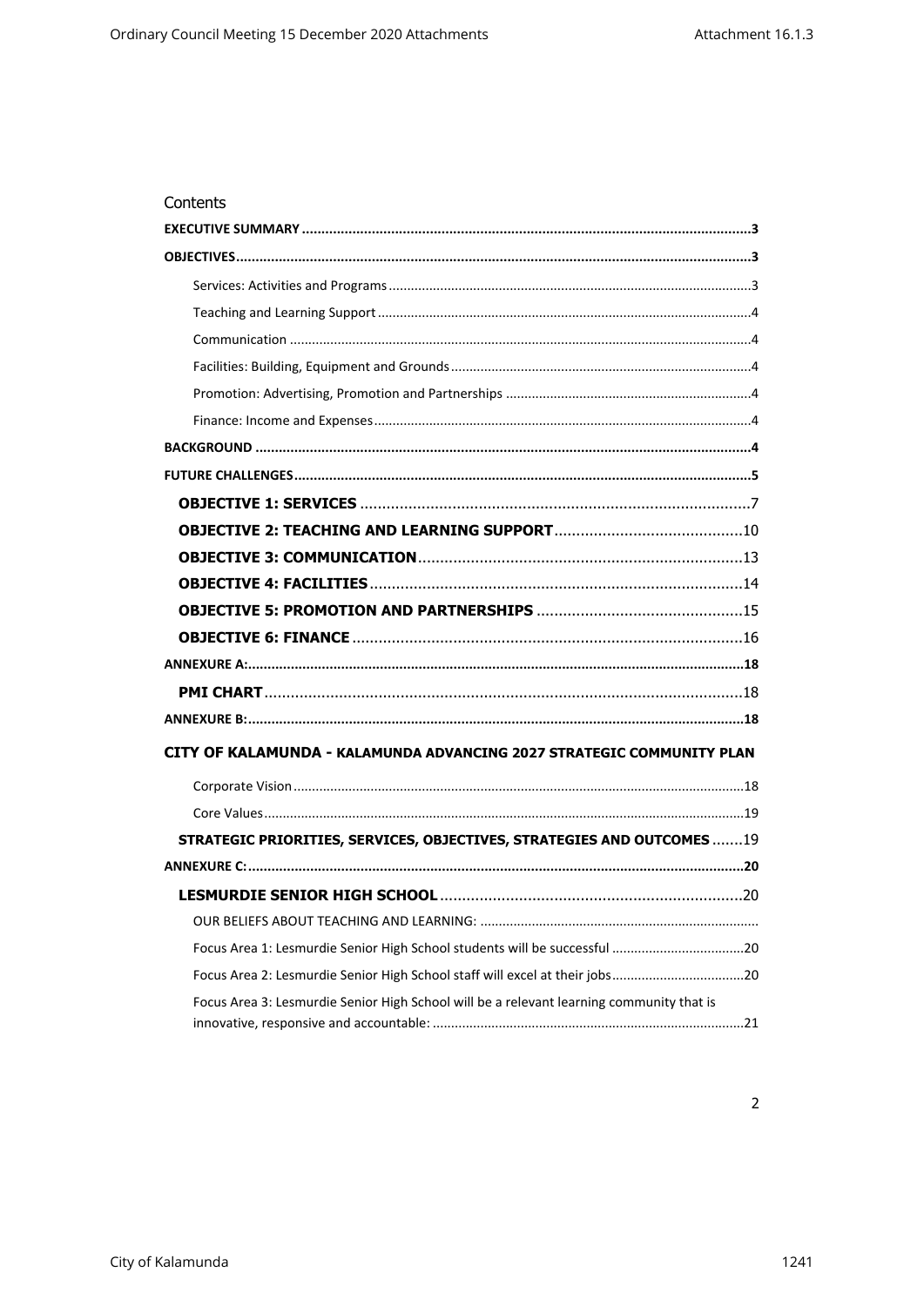Contents

**EXECUTIVE SUMMARY** ..... **3**

**OBJECTIVES** ..... **3**

- Services: Activities and Programs ..... 3
- Teaching and Learning Support ..... 4
- Communication ..... 4
- Facilities: Building, Equipment and Grounds ..... 4
- Promotion: Advertising, Promotion and Partnerships ..... 4
- Finance: Income and Expenses ..... 4

**BACKGROUND** ..... **4**

**FUTURE CHALLENGES** ..... **5**

- **OBJECTIVE 1: SERVICES** ..... 7
- **OBJECTIVE 2: TEACHING AND LEARNING SUPPORT** ..... 10
- **OBJECTIVE 3: COMMUNICATION** ..... 13
- **OBJECTIVE 4: FACILITIES** ..... 14
- **OBJECTIVE 5: PROMOTION AND PARTNERSHIPS** ..... 15
- **OBJECTIVE 6: FINANCE** ..... 16

**ANNEXURE A:** ..... **18**

- **PMI CHART** ..... 18

**ANNEXURE B:** ..... **18**

**CITY OF KALAMUNDA - KALAMUNDA ADVANCING 2027 STRATEGIC COMMUNITY PLAN**

- Corporate Vision ..... 18
- Core Values ..... 19
- **STRATEGIC PRIORITIES, SERVICES, OBJECTIVES, STRATEGIES AND OUTCOMES** ..... 19

**ANNEXURE C:** ..... **20**

- **LESMURDIE SENIOR HIGH SCHOOL** ..... 20
  - OUR BELIEFS ABOUT TEACHING AND LEARNING: .....
  - Focus Area 1: Lesmurdie Senior High School students will be successful ..... 20
  - Focus Area 2: Lesmurdie Senior High School staff will excel at their jobs ..... 20
  - Focus Area 3: Lesmurdie Senior High School will be a relevant learning community that is innovative, responsive and accountable: ..... 21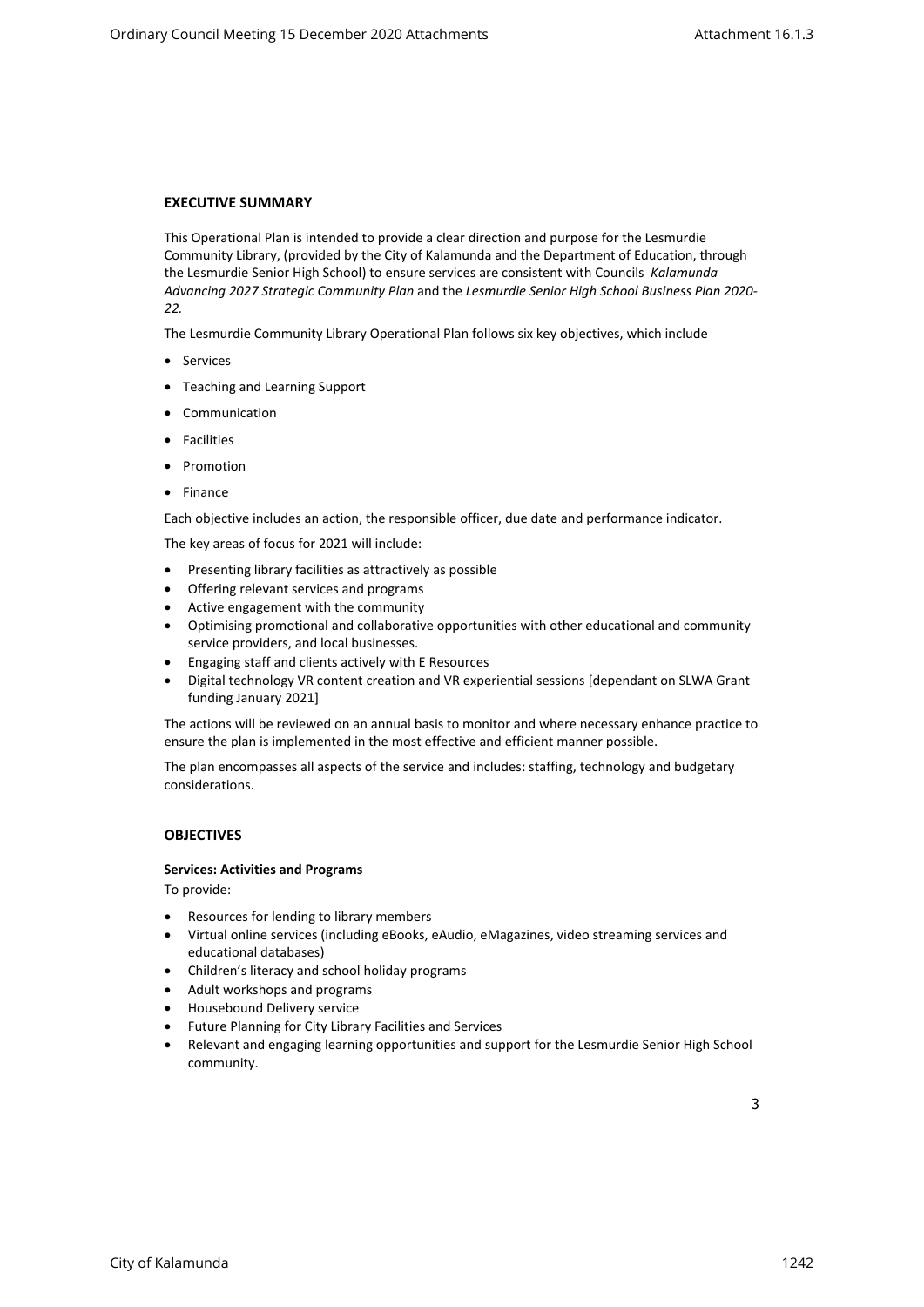## EXECUTIVE SUMMARY

This Operational Plan is intended to provide a clear direction and purpose for the Lesmurdie Community Library, (provided by the City of Kalamunda and the Department of Education, through the Lesmurdie Senior High School) to ensure services are consistent with Councils *Kalamunda Advancing 2027 Strategic Community Plan* and the *Lesmurdie Senior High School Business Plan 2020-22.*

The Lesmurdie Community Library Operational Plan follows six key objectives, which include

- Services
- Teaching and Learning Support
- Communication
- Facilities
- Promotion
- Finance

Each objective includes an action, the responsible officer, due date and performance indicator.

The key areas of focus for 2021 will include:

- Presenting library facilities as attractively as possible
- Offering relevant services and programs
- Active engagement with the community
- Optimising promotional and collaborative opportunities with other educational and community service providers, and local businesses.
- Engaging staff and clients actively with E Resources
- Digital technology VR content creation and VR experiential sessions [dependant on SLWA Grant funding January 2021]

The actions will be reviewed on an annual basis to monitor and where necessary enhance practice to ensure the plan is implemented in the most effective and efficient manner possible.

The plan encompasses all aspects of the service and includes: staffing, technology and budgetary considerations.

## OBJECTIVES

### Services: Activities and Programs

To provide:

- Resources for lending to library members
- Virtual online services (including eBooks, eAudio, eMagazines, video streaming services and educational databases)
- Children's literacy and school holiday programs
- Adult workshops and programs
- Housebound Delivery service
- Future Planning for City Library Facilities and Services
- Relevant and engaging learning opportunities and support for the Lesmurdie Senior High School community.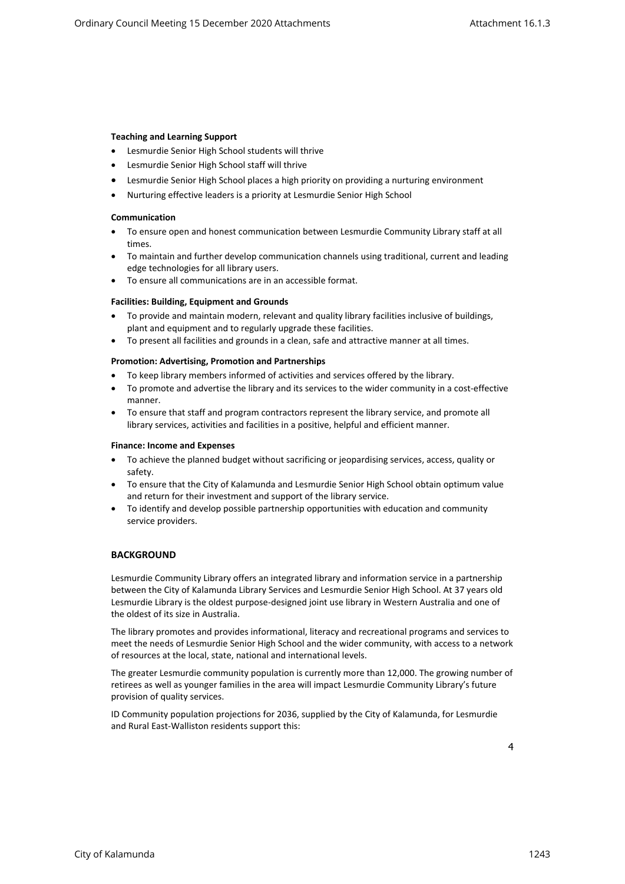**Teaching and Learning Support**

- Lesmurdie Senior High School students will thrive
- Lesmurdie Senior High School staff will thrive
- Lesmurdie Senior High School places a high priority on providing a nurturing environment
- Nurturing effective leaders is a priority at Lesmurdie Senior High School

**Communication**

- To ensure open and honest communication between Lesmurdie Community Library staff at all times.
- To maintain and further develop communication channels using traditional, current and leading edge technologies for all library users.
- To ensure all communications are in an accessible format.

**Facilities: Building, Equipment and Grounds**

- To provide and maintain modern, relevant and quality library facilities inclusive of buildings, plant and equipment and to regularly upgrade these facilities.
- To present all facilities and grounds in a clean, safe and attractive manner at all times.

**Promotion: Advertising, Promotion and Partnerships**

- To keep library members informed of activities and services offered by the library.
- To promote and advertise the library and its services to the wider community in a cost-effective manner.
- To ensure that staff and program contractors represent the library service, and promote all library services, activities and facilities in a positive, helpful and efficient manner.

**Finance: Income and Expenses**

- To achieve the planned budget without sacrificing or jeopardising services, access, quality or safety.
- To ensure that the City of Kalamunda and Lesmurdie Senior High School obtain optimum value and return for their investment and support of the library service.
- To identify and develop possible partnership opportunities with education and community service providers.

## BACKGROUND

Lesmurdie Community Library offers an integrated library and information service in a partnership between the City of Kalamunda Library Services and Lesmurdie Senior High School. At 37 years old Lesmurdie Library is the oldest purpose-designed joint use library in Western Australia and one of the oldest of its size in Australia.

The library promotes and provides informational, literacy and recreational programs and services to meet the needs of Lesmurdie Senior High School and the wider community, with access to a network of resources at the local, state, national and international levels.

The greater Lesmurdie community population is currently more than 12,000. The growing number of retirees as well as younger families in the area will impact Lesmurdie Community Library's future provision of quality services.

ID Community population projections for 2036, supplied by the City of Kalamunda, for Lesmurdie and Rural East-Walliston residents support this: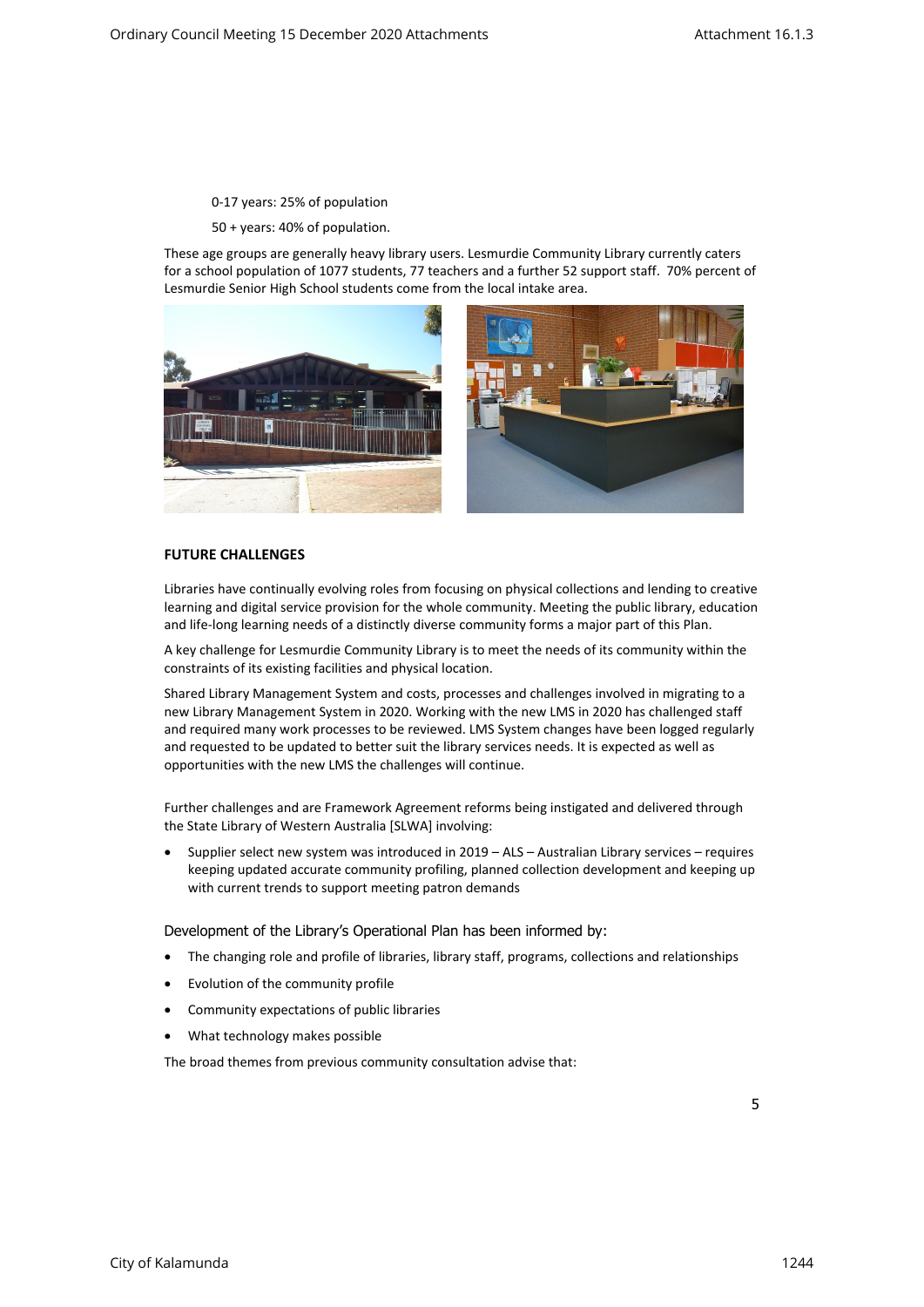0-17 years: 25% of population

50 + years: 40% of population.

These age groups are generally heavy library users. Lesmurdie Community Library currently caters for a school population of 1077 students, 77 teachers and a further 52 support staff. 70% percent of Lesmurdie Senior High School students come from the local intake area.

**FUTURE CHALLENGES**

Libraries have continually evolving roles from focusing on physical collections and lending to creative learning and digital service provision for the whole community. Meeting the public library, education and life-long learning needs of a distinctly diverse community forms a major part of this Plan.

A key challenge for Lesmurdie Community Library is to meet the needs of its community within the constraints of its existing facilities and physical location.

Shared Library Management System and costs, processes and challenges involved in migrating to a new Library Management System in 2020. Working with the new LMS in 2020 has challenged staff and required many work processes to be reviewed. LMS System changes have been logged regularly and requested to be updated to better suit the library services needs. It is expected as well as opportunities with the new LMS the challenges will continue.

Further challenges and are Framework Agreement reforms being instigated and delivered through the State Library of Western Australia [SLWA] involving:

- Supplier select new system was introduced in 2019 – ALS – Australian Library services – requires keeping updated accurate community profiling, planned collection development and keeping up with current trends to support meeting patron demands

Development of the Library's Operational Plan has been informed by:

- The changing role and profile of libraries, library staff, programs, collections and relationships
- Evolution of the community profile
- Community expectations of public libraries
- What technology makes possible

The broad themes from previous community consultation advise that: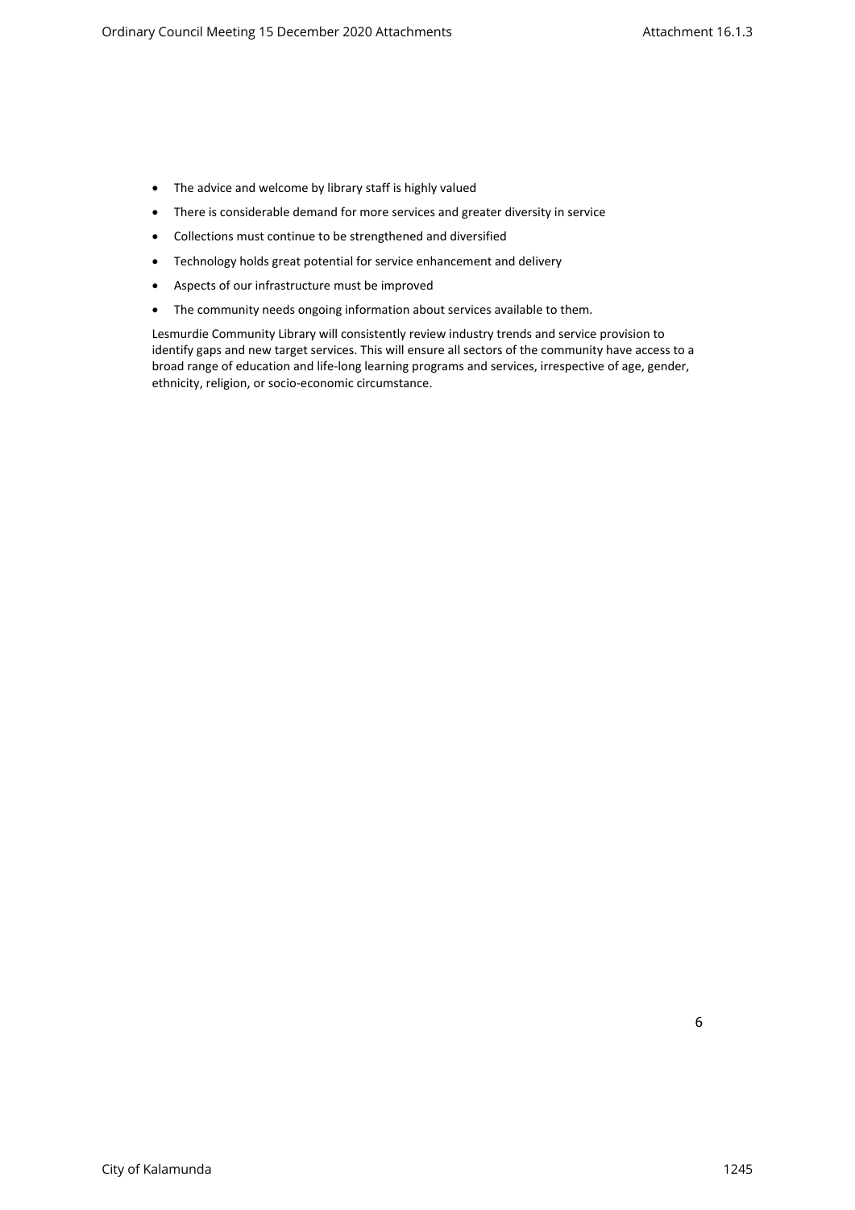- The advice and welcome by library staff is highly valued
- There is considerable demand for more services and greater diversity in service
- Collections must continue to be strengthened and diversified
- Technology holds great potential for service enhancement and delivery
- Aspects of our infrastructure must be improved
- The community needs ongoing information about services available to them.

Lesmurdie Community Library will consistently review industry trends and service provision to identify gaps and new target services. This will ensure all sectors of the community have access to a broad range of education and life-long learning programs and services, irrespective of age, gender, ethnicity, religion, or socio-economic circumstance.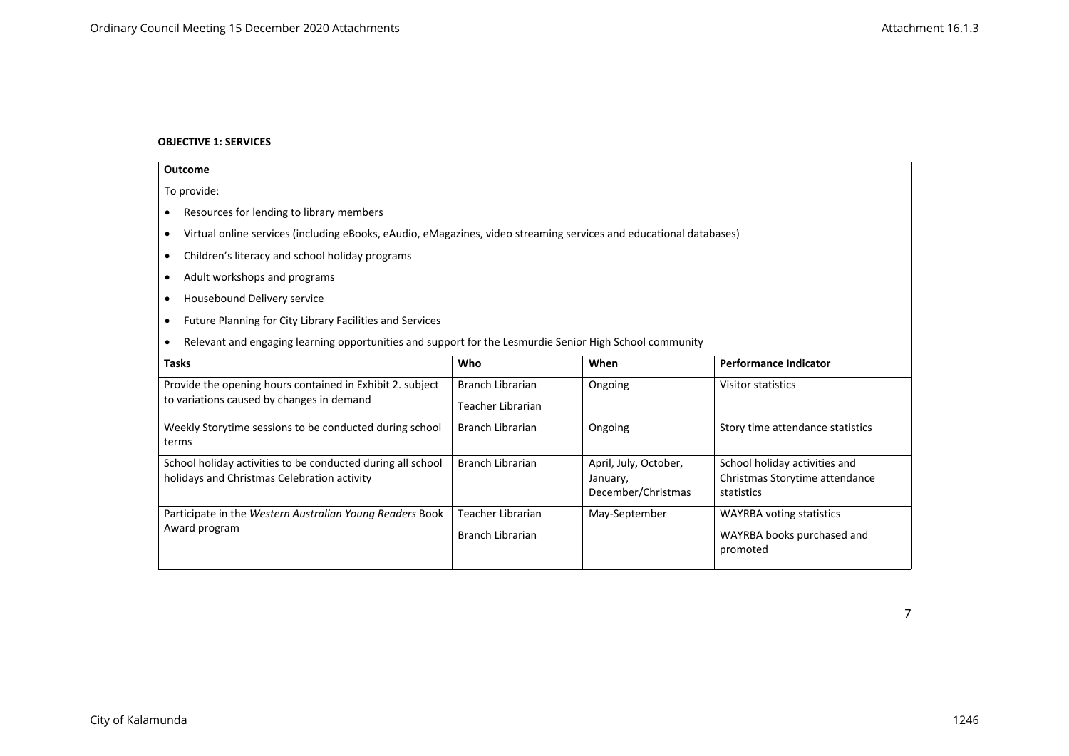**OBJECTIVE 1: SERVICES**

**Outcome**

To provide:

- Resources for lending to library members
- Virtual online services (including eBooks, eAudio, eMagazines, video streaming services and educational databases)
- Children's literacy and school holiday programs
- Adult workshops and programs
- Housebound Delivery service
- Future Planning for City Library Facilities and Services
- Relevant and engaging learning opportunities and support for the Lesmurdie Senior High School community

| Tasks | Who | When | Performance Indicator |
| --- | --- | --- | --- |
| Provide the opening hours contained in Exhibit 2. subject to variations caused by changes in demand | Branch Librarian<br>Teacher Librarian | Ongoing | Visitor statistics |
| Weekly Storytime sessions to be conducted during school terms | Branch Librarian | Ongoing | Story time attendance statistics |
| School holiday activities to be conducted during all school holidays and Christmas Celebration activity | Branch Librarian | April, July, October, January, December/Christmas | School holiday activities and Christmas Storytime attendance statistics |
| Participate in the *Western Australian Young Readers* Book Award program | Teacher Librarian<br>Branch Librarian | May-September | WAYRBA voting statistics<br>WAYRBA books purchased and promoted |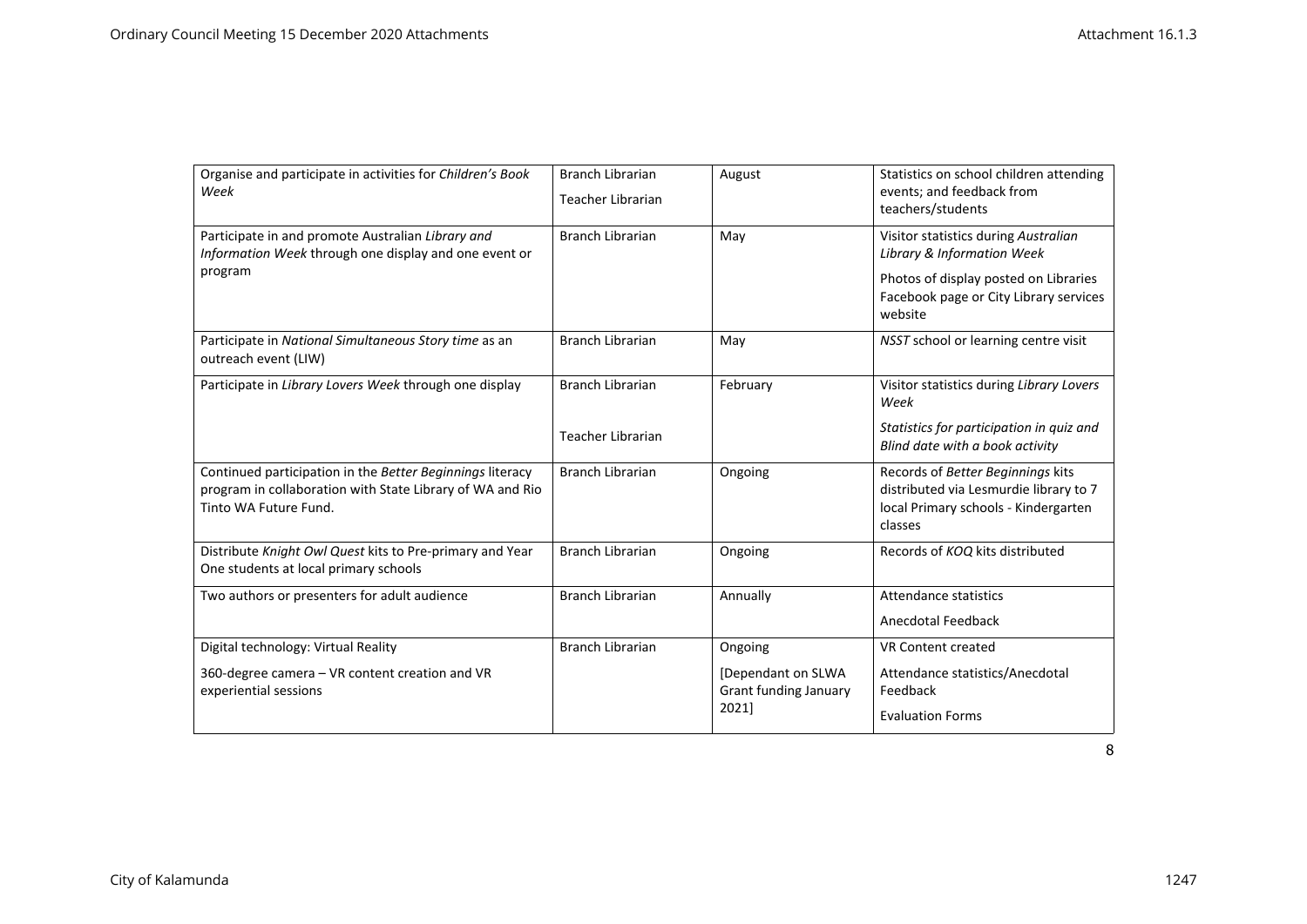| Organise and participate in activities for *Children's Book Week* | Branch Librarian<br>Teacher Librarian | August | Statistics on school children attending events; and feedback from teachers/students |
|---|---|---|---|
| Participate in and promote Australian *Library and Information Week* through one display and one event or program | Branch Librarian | May | Visitor statistics during *Australian Library & Information Week*<br>Photos of display posted on Libraries Facebook page or City Library services website |
| Participate in *National Simultaneous Story time* as an outreach event (LIW) | Branch Librarian | May | *NSST* school or learning centre visit |
| Participate in *Library Lovers Week* through one display | Branch Librarian<br>Teacher Librarian | February | Visitor statistics during *Library Lovers Week*<br>*Statistics for participation in quiz and Blind date with a book activity* |
| Continued participation in the *Better Beginnings* literacy program in collaboration with State Library of WA and Rio Tinto WA Future Fund. | Branch Librarian | Ongoing | Records of *Better Beginnings* kits distributed via Lesmurdie library to 7 local Primary schools - Kindergarten classes |
| Distribute *Knight Owl Quest* kits to Pre-primary and Year One students at local primary schools | Branch Librarian | Ongoing | Records of *KOQ* kits distributed |
| Two authors or presenters for adult audience | Branch Librarian | Annually | Attendance statistics<br>Anecdotal Feedback |
| Digital technology: Virtual Reality<br>360-degree camera – VR content creation and VR experiential sessions | Branch Librarian | Ongoing<br>[Dependant on SLWA Grant funding January 2021] | VR Content created<br>Attendance statistics/Anecdotal Feedback<br>Evaluation Forms |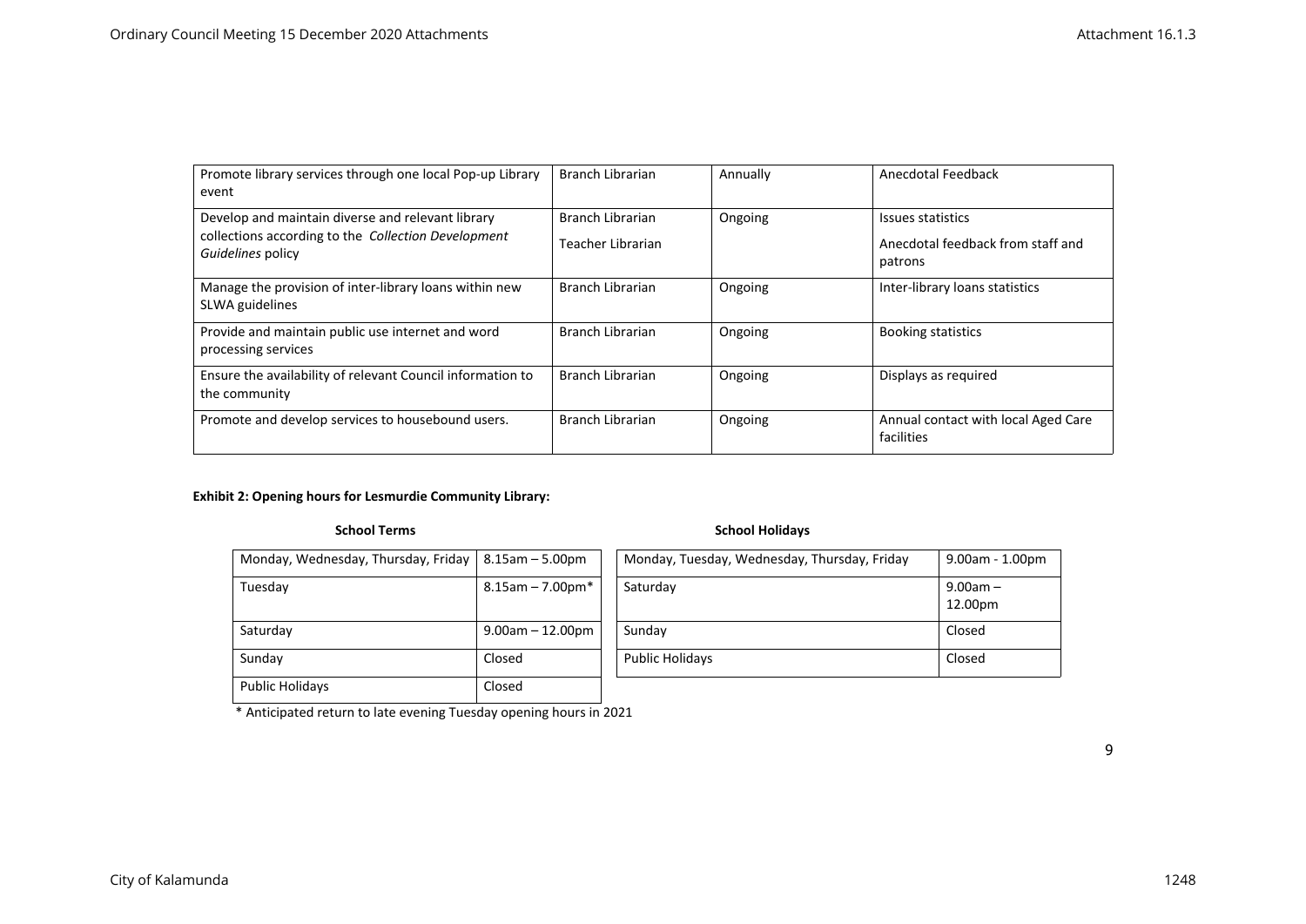| Promote library services through one local Pop-up Library event | Branch Librarian | Annually | Anecdotal Feedback |
|---|---|---|---|
| Develop and maintain diverse and relevant library collections according to the *Collection Development Guidelines* policy | Branch Librarian<br>Teacher Librarian | Ongoing | Issues statistics<br>Anecdotal feedback from staff and patrons |
| Manage the provision of inter-library loans within new SLWA guidelines | Branch Librarian | Ongoing | Inter-library loans statistics |
| Provide and maintain public use internet and word processing services | Branch Librarian | Ongoing | Booking statistics |
| Ensure the availability of relevant Council information to the community | Branch Librarian | Ongoing | Displays as required |
| Promote and develop services to housebound users. | Branch Librarian | Ongoing | Annual contact with local Aged Care facilities |

**Exhibit 2: Opening hours for Lesmurdie Community Library:**

**School Terms**

| Monday, Wednesday, Thursday, Friday | 8.15am – 5.00pm |
|---|---|
| Tuesday | 8.15am – 7.00pm* |
| Saturday | 9.00am – 12.00pm |
| Sunday | Closed |
| Public Holidays | Closed |

\* Anticipated return to late evening Tuesday opening hours in 2021

**School Holidays**

| Monday, Tuesday, Wednesday, Thursday, Friday | 9.00am - 1.00pm |
|---|---|
| Saturday | 9.00am – 12.00pm |
| Sunday | Closed |
| Public Holidays | Closed |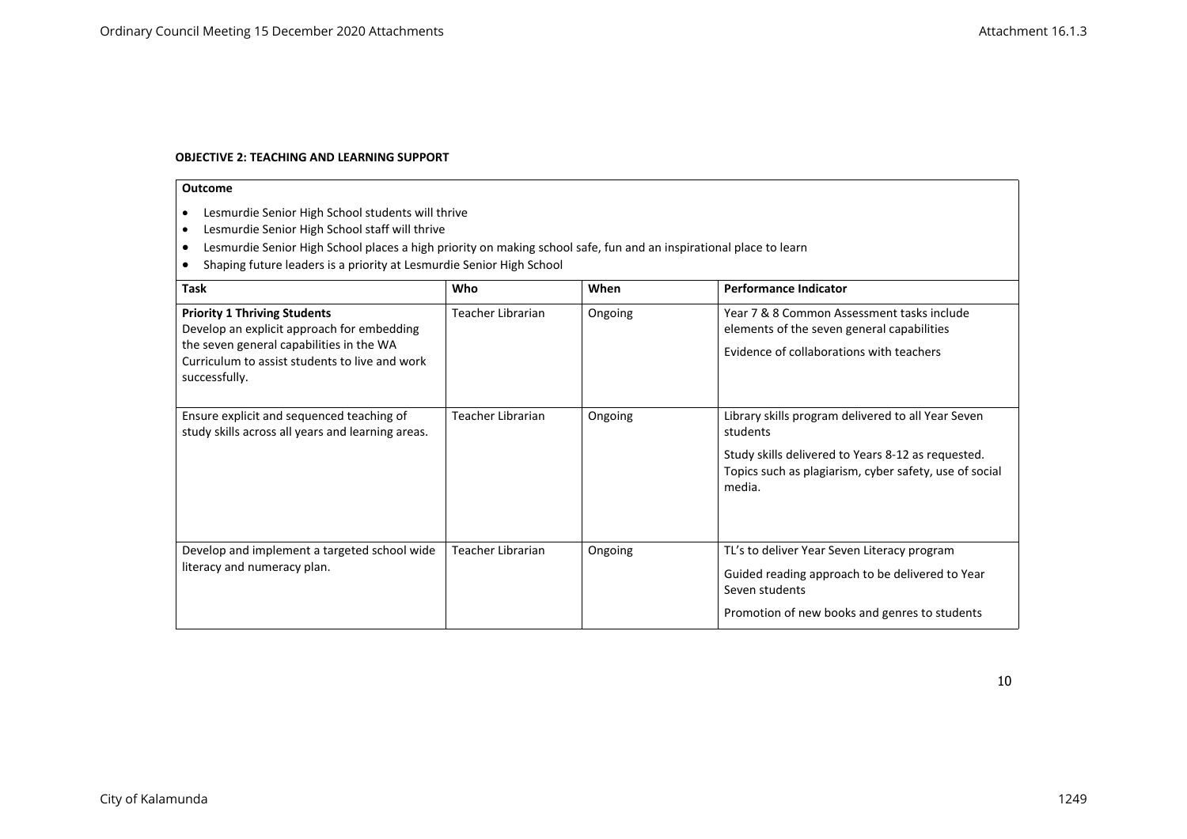**OBJECTIVE 2: TEACHING AND LEARNING SUPPORT**

**Outcome**

- Lesmurdie Senior High School students will thrive
- Lesmurdie Senior High School staff will thrive
- Lesmurdie Senior High School places a high priority on making school safe, fun and an inspirational place to learn
- Shaping future leaders is a priority at Lesmurdie Senior High School

| Task | Who | When | Performance Indicator |
|---|---|---|---|
| **Priority 1 Thriving Students**<br>Develop an explicit approach for embedding the seven general capabilities in the WA Curriculum to assist students to live and work successfully. | Teacher Librarian | Ongoing | Year 7 & 8 Common Assessment tasks include elements of the seven general capabilities<br><br>Evidence of collaborations with teachers |
| Ensure explicit and sequenced teaching of study skills across all years and learning areas. | Teacher Librarian | Ongoing | Library skills program delivered to all Year Seven students<br><br>Study skills delivered to Years 8-12 as requested. Topics such as plagiarism, cyber safety, use of social media. |
| Develop and implement a targeted school wide literacy and numeracy plan. | Teacher Librarian | Ongoing | TL's to deliver Year Seven Literacy program<br><br>Guided reading approach to be delivered to Year Seven students<br><br>Promotion of new books and genres to students |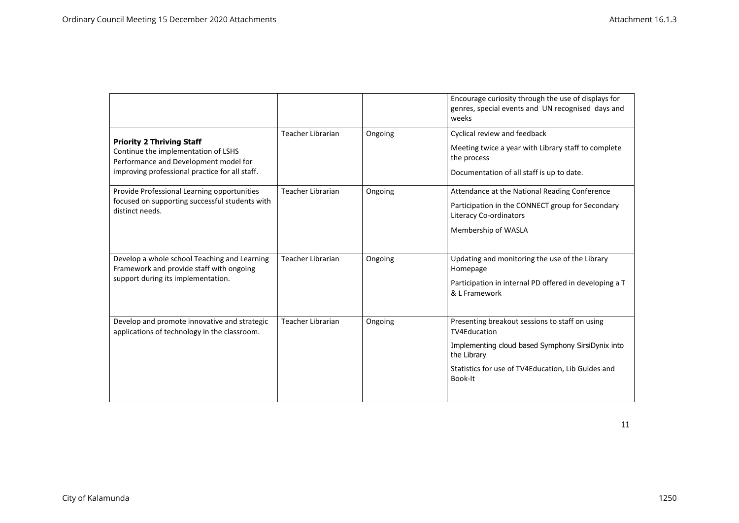| | | | |
|---|---|---|---|
| | | | Encourage curiosity through the use of displays for genres, special events and UN recognised days and weeks |
| **Priority 2 Thriving Staff**<br>Continue the implementation of LSHS Performance and Development model for improving professional practice for all staff. | Teacher Librarian | Ongoing | Cyclical review and feedback<br>Meeting twice a year with Library staff to complete the process<br>Documentation of all staff is up to date. |
| Provide Professional Learning opportunities focused on supporting successful students with distinct needs. | Teacher Librarian | Ongoing | Attendance at the National Reading Conference<br>Participation in the CONNECT group for Secondary Literacy Co-ordinators<br>Membership of WASLA |
| Develop a whole school Teaching and Learning Framework and provide staff with ongoing support during its implementation. | Teacher Librarian | Ongoing | Updating and monitoring the use of the Library Homepage<br>Participation in internal PD offered in developing a T & L Framework |
| Develop and promote innovative and strategic applications of technology in the classroom. | Teacher Librarian | Ongoing | Presenting breakout sessions to staff on using TV4Education<br>Implementing cloud based Symphony SirsiDynix into the Library<br>Statistics for use of TV4Education, Lib Guides and Book-It |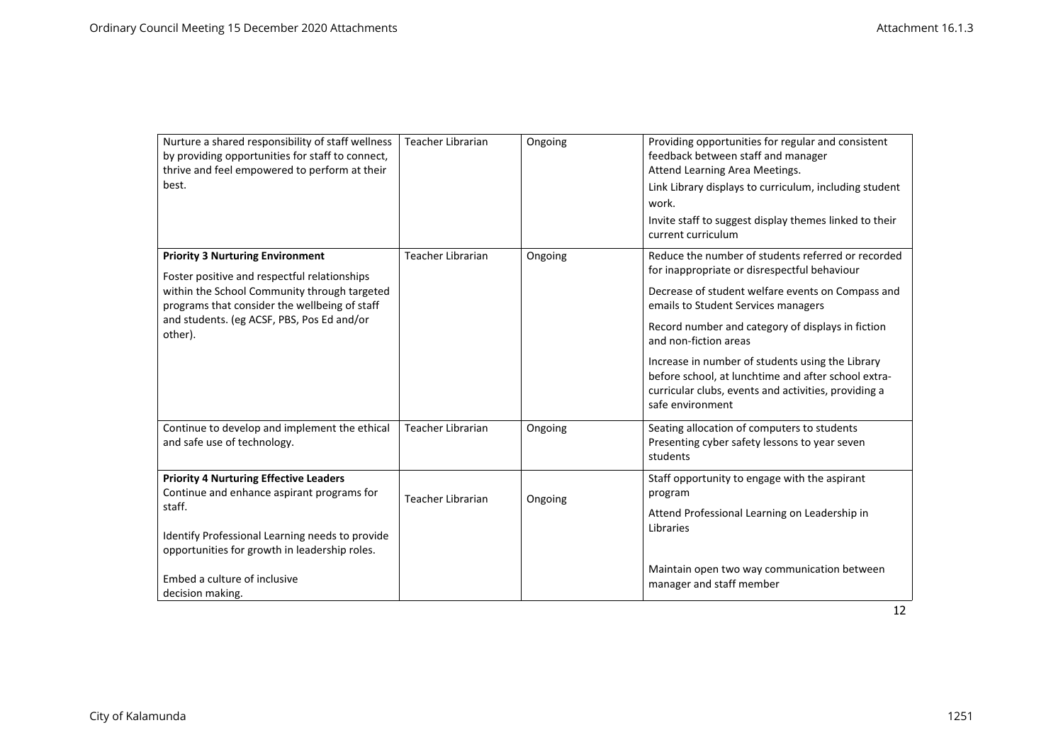| | | | |
|---|---|---|---|
| Nurture a shared responsibility of staff wellness by providing opportunities for staff to connect, thrive and feel empowered to perform at their best. | Teacher Librarian | Ongoing | Providing opportunities for regular and consistent feedback between staff and manager<br>Attend Learning Area Meetings.<br>Link Library displays to curriculum, including student work.<br>Invite staff to suggest display themes linked to their current curriculum |
| **Priority 3 Nurturing Environment**<br>Foster positive and respectful relationships within the School Community through targeted programs that consider the wellbeing of staff and students. (eg ACSF, PBS, Pos Ed and/or other). | Teacher Librarian | Ongoing | Reduce the number of students referred or recorded for inappropriate or disrespectful behaviour<br>Decrease of student welfare events on Compass and emails to Student Services managers<br>Record number and category of displays in fiction and non-fiction areas<br>Increase in number of students using the Library before school, at lunchtime and after school extra-curricular clubs, events and activities, providing a safe environment |
| Continue to develop and implement the ethical and safe use of technology. | Teacher Librarian | Ongoing | Seating allocation of computers to students<br>Presenting cyber safety lessons to year seven students |
| **Priority 4 Nurturing Effective Leaders**<br>Continue and enhance aspirant programs for staff.<br>Identify Professional Learning needs to provide opportunities for growth in leadership roles.<br>Embed a culture of inclusive decision making. | Teacher Librarian | Ongoing | Staff opportunity to engage with the aspirant program<br>Attend Professional Learning on Leadership in Libraries<br>Maintain open two way communication between manager and staff member |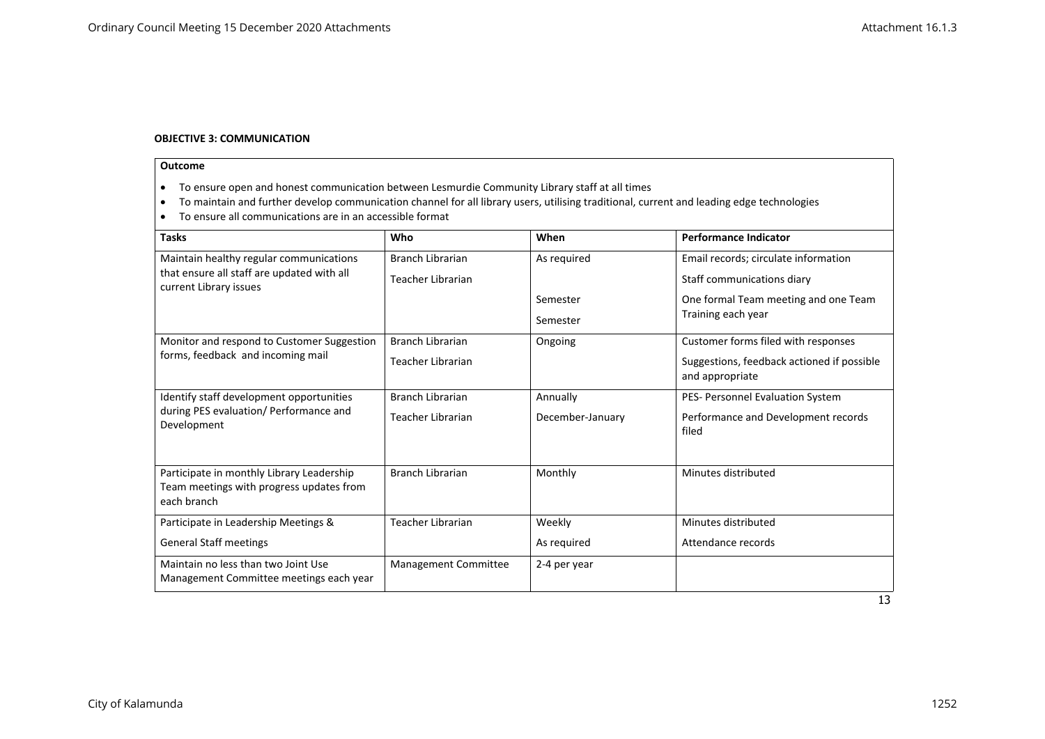**OBJECTIVE 3: COMMUNICATION**

**Outcome**

- To ensure open and honest communication between Lesmurdie Community Library staff at all times
- To maintain and further develop communication channel for all library users, utilising traditional, current and leading edge technologies
- To ensure all communications are in an accessible format

| Tasks | Who | When | Performance Indicator |
|---|---|---|---|
| Maintain healthy regular communications that ensure all staff are updated with all current Library issues | Branch Librarian<br>Teacher Librarian | As required<br><br>Semester<br>Semester | Email records; circulate information<br>Staff communications diary<br>One formal Team meeting and one Team Training each year |
| Monitor and respond to Customer Suggestion forms, feedback and incoming mail | Branch Librarian<br>Teacher Librarian | Ongoing | Customer forms filed with responses<br>Suggestions, feedback actioned if possible and appropriate |
| Identify staff development opportunities during PES evaluation/ Performance and Development | Branch Librarian<br>Teacher Librarian | Annually<br>December-January | PES- Personnel Evaluation System<br>Performance and Development records filed |
| Participate in monthly Library Leadership Team meetings with progress updates from each branch | Branch Librarian | Monthly | Minutes distributed |
| Participate in Leadership Meetings &<br>General Staff meetings | Teacher Librarian | Weekly<br>As required | Minutes distributed<br>Attendance records |
| Maintain no less than two Joint Use Management Committee meetings each year | Management Committee | 2-4 per year | |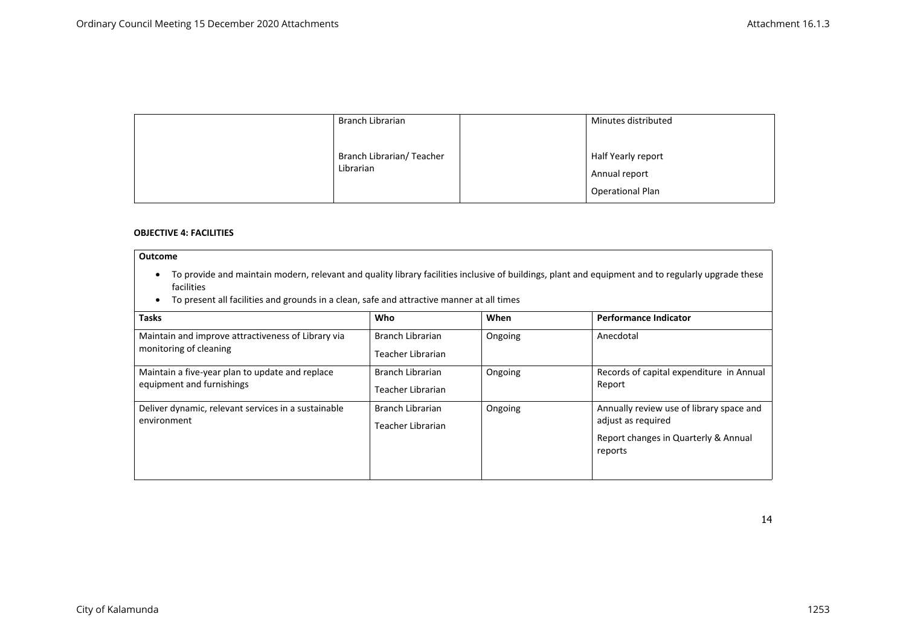| | | | |
|---|---|---|---|
| | Branch Librarian | | Minutes distributed |
| | Branch Librarian/ Teacher Librarian | | Half Yearly report<br>Annual report<br>Operational Plan |

**OBJECTIVE 4: FACILITIES**

**Outcome**

- To provide and maintain modern, relevant and quality library facilities inclusive of buildings, plant and equipment and to regularly upgrade these facilities
- To present all facilities and grounds in a clean, safe and attractive manner at all times

| Tasks | Who | When | Performance Indicator |
|---|---|---|---|
| Maintain and improve attractiveness of Library via monitoring of cleaning | Branch Librarian<br>Teacher Librarian | Ongoing | Anecdotal |
| Maintain a five-year plan to update and replace equipment and furnishings | Branch Librarian<br>Teacher Librarian | Ongoing | Records of capital expenditure in Annual Report |
| Deliver dynamic, relevant services in a sustainable environment | Branch Librarian<br>Teacher Librarian | Ongoing | Annually review use of library space and adjust as required<br>Report changes in Quarterly & Annual reports |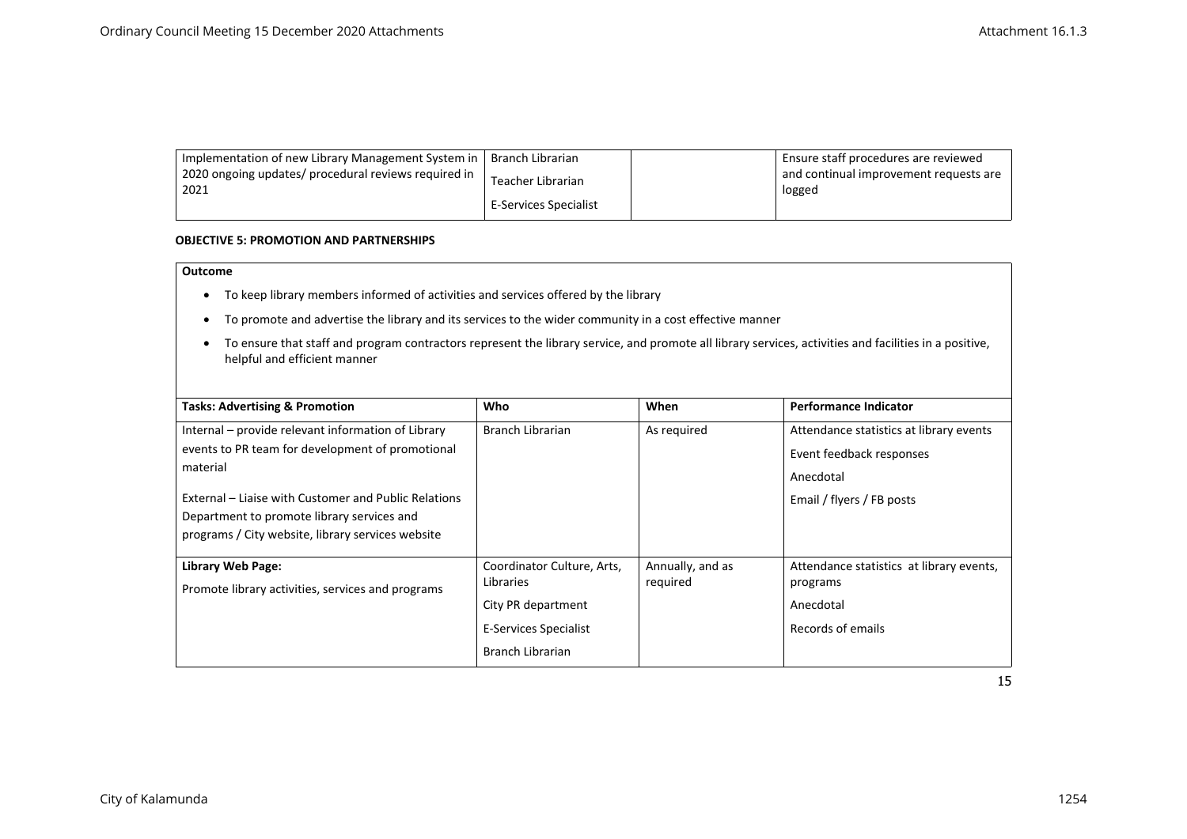| | | | |
|---|---|---|---|
| Implementation of new Library Management System in 2020 ongoing updates/ procedural reviews required in 2021 | Branch Librarian<br>Teacher Librarian<br>E-Services Specialist | | Ensure staff procedures are reviewed and continual improvement requests are logged |

**OBJECTIVE 5: PROMOTION AND PARTNERSHIPS**

**Outcome**

- To keep library members informed of activities and services offered by the library
- To promote and advertise the library and its services to the wider community in a cost effective manner
- To ensure that staff and program contractors represent the library service, and promote all library services, activities and facilities in a positive, helpful and efficient manner

| **Tasks: Advertising & Promotion** | **Who** | **When** | **Performance Indicator** |
|---|---|---|---|
| Internal – provide relevant information of Library events to PR team for development of promotional material<br><br>External – Liaise with Customer and Public Relations Department to promote library services and programs / City website, library services website | Branch Librarian | As required | Attendance statistics at library events<br>Event feedback responses<br>Anecdotal<br>Email / flyers / FB posts |
| **Library Web Page:**<br>Promote library activities, services and programs | Coordinator Culture, Arts, Libraries<br>City PR department<br>E-Services Specialist<br>Branch Librarian | Annually, and as required | Attendance statistics at library events, programs<br>Anecdotal<br>Records of emails |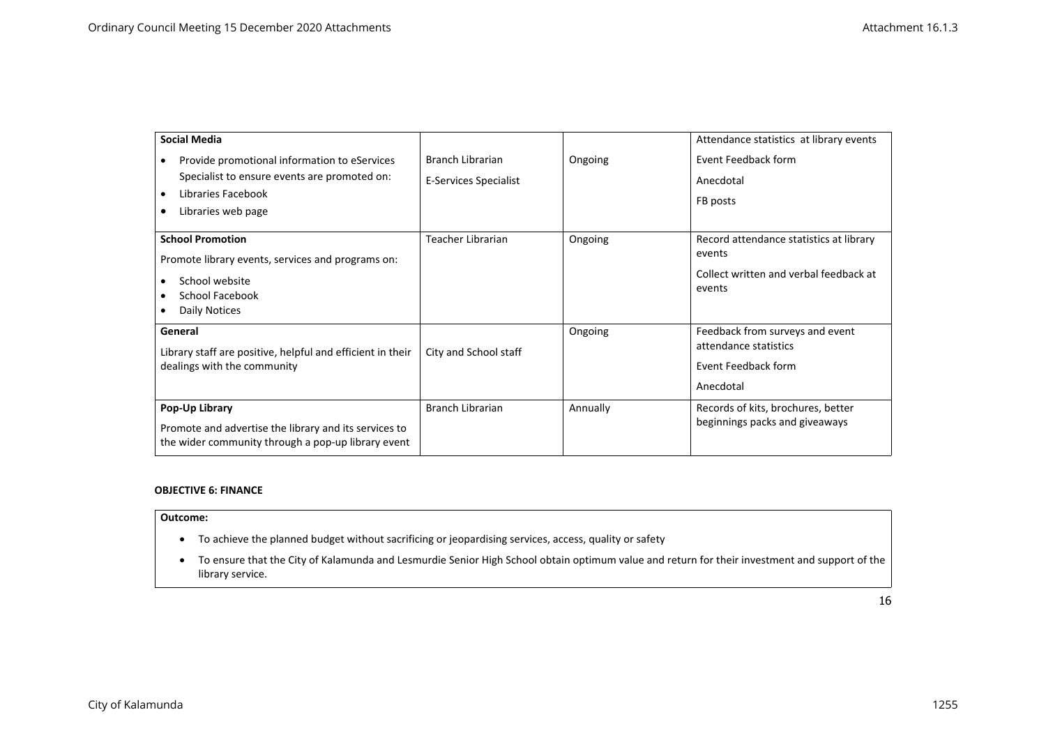| | | | |
|---|---|---|---|
| **Social Media**<br>• Provide promotional information to eServices Specialist to ensure events are promoted on:<br>• Libraries Facebook<br>• Libraries web page | Branch Librarian<br>E-Services Specialist | Ongoing | Attendance statistics at library events<br>Event Feedback form<br>Anecdotal<br>FB posts |
| **School Promotion**<br>Promote library events, services and programs on:<br>• School website<br>• School Facebook<br>• Daily Notices | Teacher Librarian | Ongoing | Record attendance statistics at library events<br>Collect written and verbal feedback at events |
| **General**<br>Library staff are positive, helpful and efficient in their dealings with the community | City and School staff | Ongoing | Feedback from surveys and event attendance statistics<br>Event Feedback form<br>Anecdotal |
| **Pop-Up Library**<br>Promote and advertise the library and its services to the wider community through a pop-up library event | Branch Librarian | Annually | Records of kits, brochures, better beginnings packs and giveaways |

**OBJECTIVE 6: FINANCE**

**Outcome:**

- To achieve the planned budget without sacrificing or jeopardising services, access, quality or safety
- To ensure that the City of Kalamunda and Lesmurdie Senior High School obtain optimum value and return for their investment and support of the library service.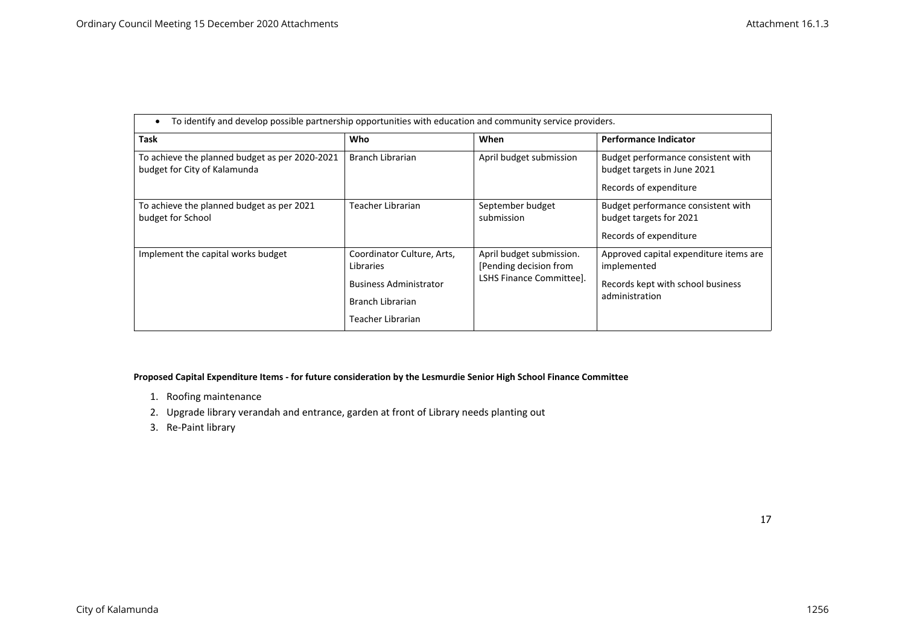- To identify and develop possible partnership opportunities with education and community service providers.

| Task | Who | When | Performance Indicator |
|---|---|---|---|
| To achieve the planned budget as per 2020-2021 budget for City of Kalamunda | Branch Librarian | April budget submission | Budget performance consistent with budget targets in June 2021<br><br>Records of expenditure |
| To achieve the planned budget as per 2021 budget for School | Teacher Librarian | September budget submission | Budget performance consistent with budget targets for 2021<br><br>Records of expenditure |
| Implement the capital works budget | Coordinator Culture, Arts, Libraries<br><br>Business Administrator<br><br>Branch Librarian<br><br>Teacher Librarian | April budget submission. [Pending decision from LSHS Finance Committee]. | Approved capital expenditure items are implemented<br><br>Records kept with school business administration |

**Proposed Capital Expenditure Items - for future consideration by the Lesmurdie Senior High School Finance Committee**

1. Roofing maintenance
2. Upgrade library verandah and entrance, garden at front of Library needs planting out
3. Re-Paint library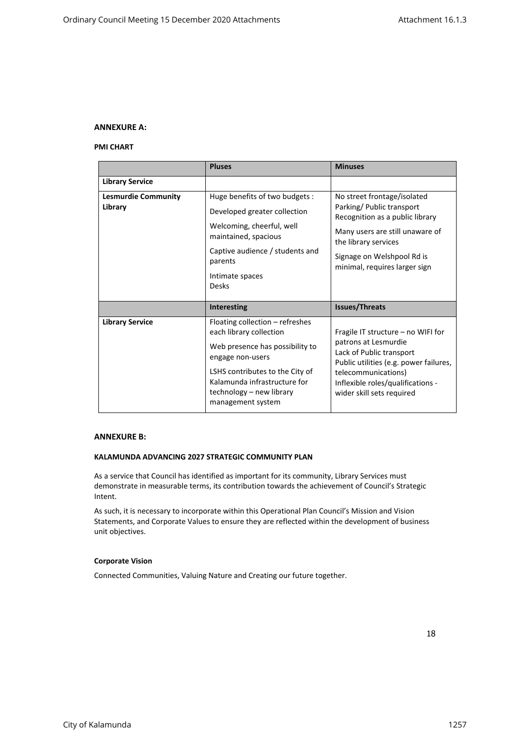**ANNEXURE A:**

**PMI CHART**

| | **Pluses** | **Minuses** |
|---|---|---|
| **Library Service** | | |
| **Lesmurdie Community Library** | Huge benefits of two budgets :<br>Developed greater collection<br>Welcoming, cheerful, well maintained, spacious<br>Captive audience / students and parents<br>Intimate spaces<br>Desks | No street frontage/isolated<br>Parking/ Public transport<br>Recognition as a public library<br>Many users are still unaware of the library services<br>Signage on Welshpool Rd is minimal, requires larger sign |
| | **Interesting** | **Issues/Threats** |
| **Library Service** | Floating collection – refreshes each library collection<br>Web presence has possibility to engage non-users<br>LSHS contributes to the City of Kalamunda infrastructure for technology – new library management system | Fragile IT structure – no WIFI for patrons at Lesmurdie<br>Lack of Public transport<br>Public utilities (e.g. power failures, telecommunications)<br>Inflexible roles/qualifications - wider skill sets required |

**ANNEXURE B:**

**KALAMUNDA ADVANCING 2027 STRATEGIC COMMUNITY PLAN**

As a service that Council has identified as important for its community, Library Services must demonstrate in measurable terms, its contribution towards the achievement of Council's Strategic Intent.

As such, it is necessary to incorporate within this Operational Plan Council's Mission and Vision Statements, and Corporate Values to ensure they are reflected within the development of business unit objectives.

**Corporate Vision**

Connected Communities, Valuing Nature and Creating our future together.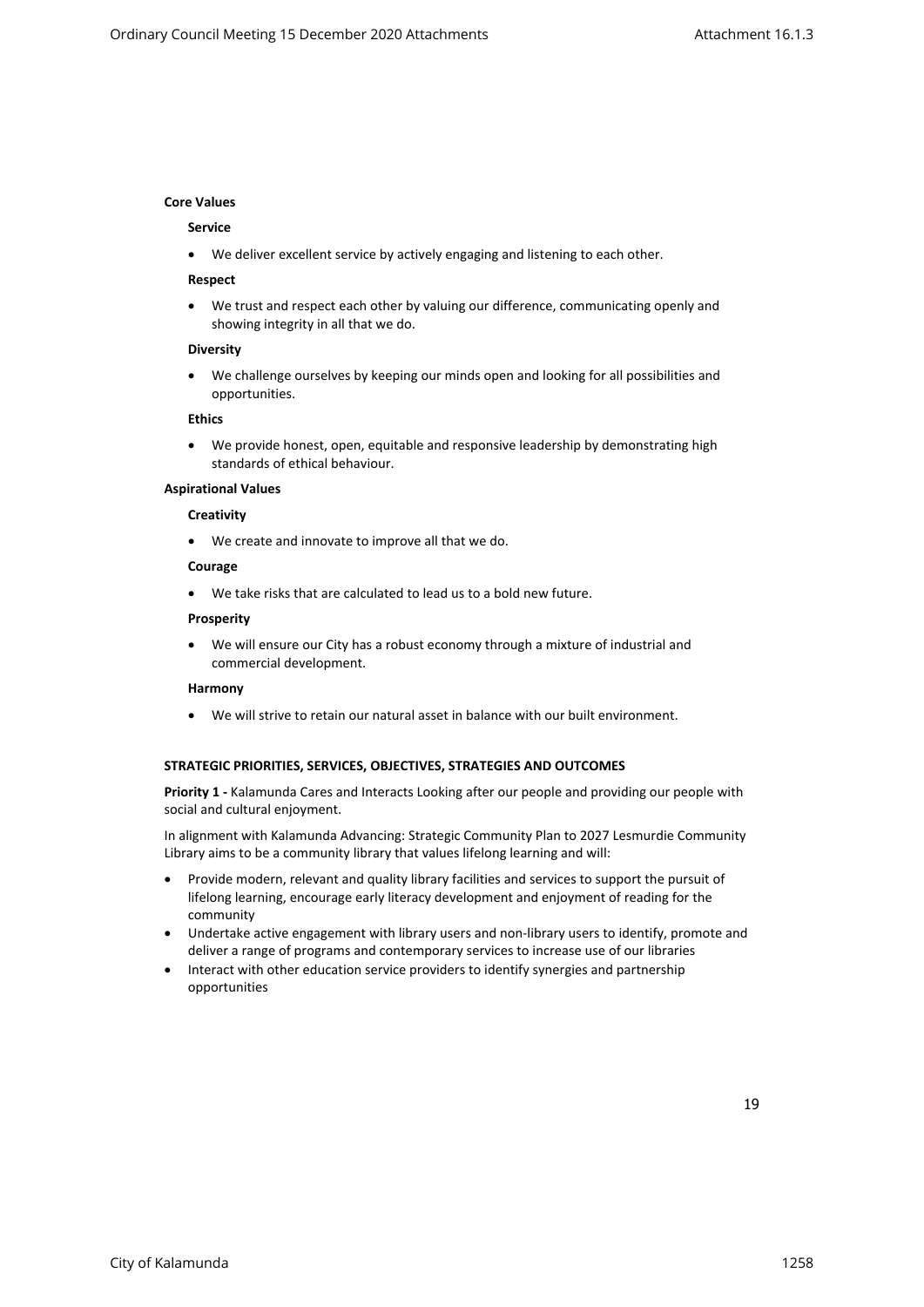**Core Values**

**Service**

- We deliver excellent service by actively engaging and listening to each other.

**Respect**

- We trust and respect each other by valuing our difference, communicating openly and showing integrity in all that we do.

**Diversity**

- We challenge ourselves by keeping our minds open and looking for all possibilities and opportunities.

**Ethics**

- We provide honest, open, equitable and responsive leadership by demonstrating high standards of ethical behaviour.

**Aspirational Values**

**Creativity**

- We create and innovate to improve all that we do.

**Courage**

- We take risks that are calculated to lead us to a bold new future.

**Prosperity**

- We will ensure our City has a robust economy through a mixture of industrial and commercial development.

**Harmony**

- We will strive to retain our natural asset in balance with our built environment.

**STRATEGIC PRIORITIES, SERVICES, OBJECTIVES, STRATEGIES AND OUTCOMES**

**Priority 1 -** Kalamunda Cares and Interacts Looking after our people and providing our people with social and cultural enjoyment.

In alignment with Kalamunda Advancing: Strategic Community Plan to 2027 Lesmurdie Community Library aims to be a community library that values lifelong learning and will:

- Provide modern, relevant and quality library facilities and services to support the pursuit of lifelong learning, encourage early literacy development and enjoyment of reading for the community
- Undertake active engagement with library users and non-library users to identify, promote and deliver a range of programs and contemporary services to increase use of our libraries
- Interact with other education service providers to identify synergies and partnership opportunities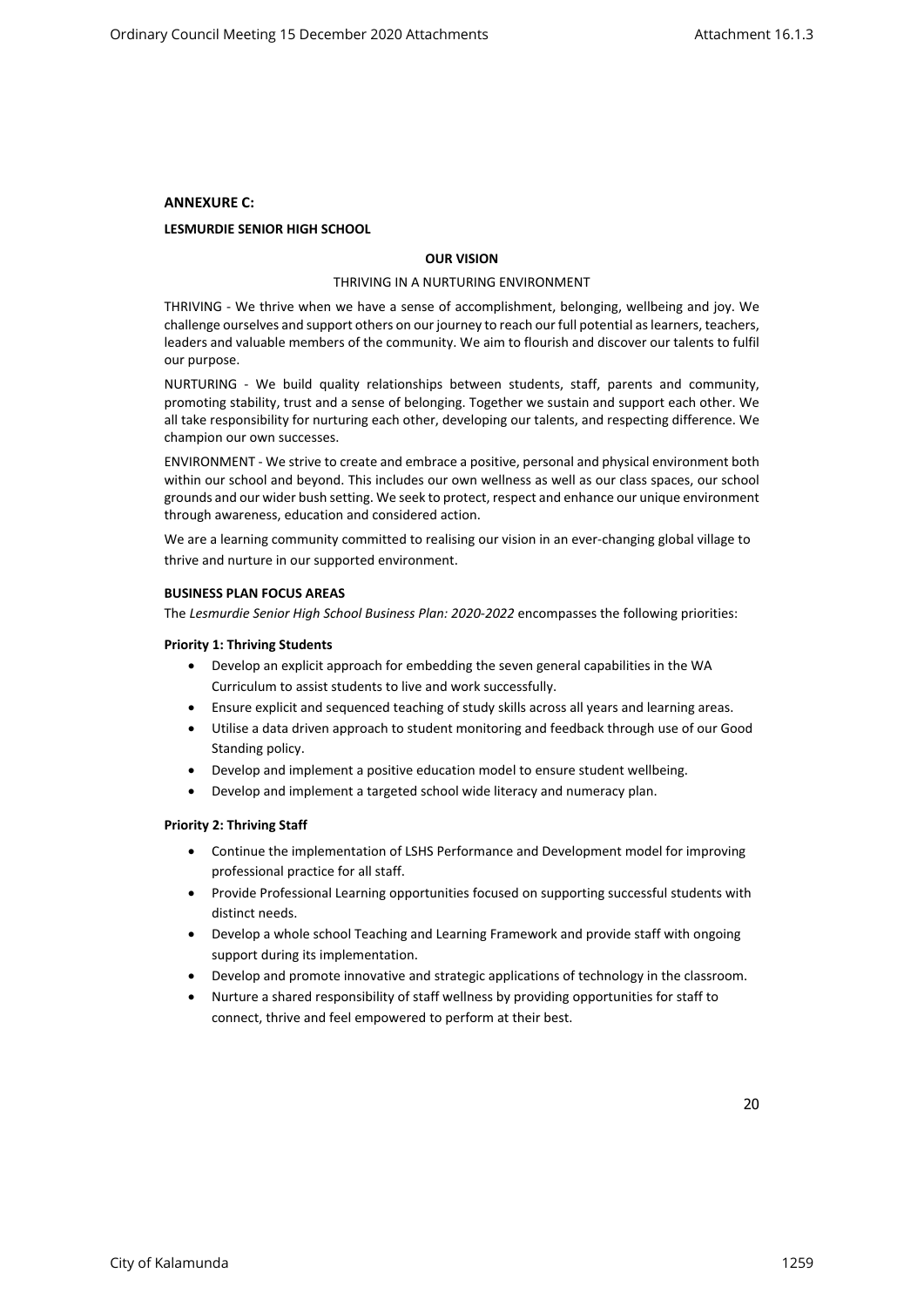**ANNEXURE C:**

**LESMURDIE SENIOR HIGH SCHOOL**

**OUR VISION**

THRIVING IN A NURTURING ENVIRONMENT

THRIVING - We thrive when we have a sense of accomplishment, belonging, wellbeing and joy. We challenge ourselves and support others on our journey to reach our full potential as learners, teachers, leaders and valuable members of the community. We aim to flourish and discover our talents to fulfil our purpose.

NURTURING - We build quality relationships between students, staff, parents and community, promoting stability, trust and a sense of belonging. Together we sustain and support each other. We all take responsibility for nurturing each other, developing our talents, and respecting difference. We champion our own successes.

ENVIRONMENT - We strive to create and embrace a positive, personal and physical environment both within our school and beyond. This includes our own wellness as well as our class spaces, our school grounds and our wider bush setting. We seek to protect, respect and enhance our unique environment through awareness, education and considered action.

We are a learning community committed to realising our vision in an ever-changing global village to thrive and nurture in our supported environment.

**BUSINESS PLAN FOCUS AREAS**

The *Lesmurdie Senior High School Business Plan: 2020-2022* encompasses the following priorities:

**Priority 1: Thriving Students**

- Develop an explicit approach for embedding the seven general capabilities in the WA Curriculum to assist students to live and work successfully.
- Ensure explicit and sequenced teaching of study skills across all years and learning areas.
- Utilise a data driven approach to student monitoring and feedback through use of our Good Standing policy.
- Develop and implement a positive education model to ensure student wellbeing.
- Develop and implement a targeted school wide literacy and numeracy plan.

**Priority 2: Thriving Staff**

- Continue the implementation of LSHS Performance and Development model for improving professional practice for all staff.
- Provide Professional Learning opportunities focused on supporting successful students with distinct needs.
- Develop a whole school Teaching and Learning Framework and provide staff with ongoing support during its implementation.
- Develop and promote innovative and strategic applications of technology in the classroom.
- Nurture a shared responsibility of staff wellness by providing opportunities for staff to connect, thrive and feel empowered to perform at their best.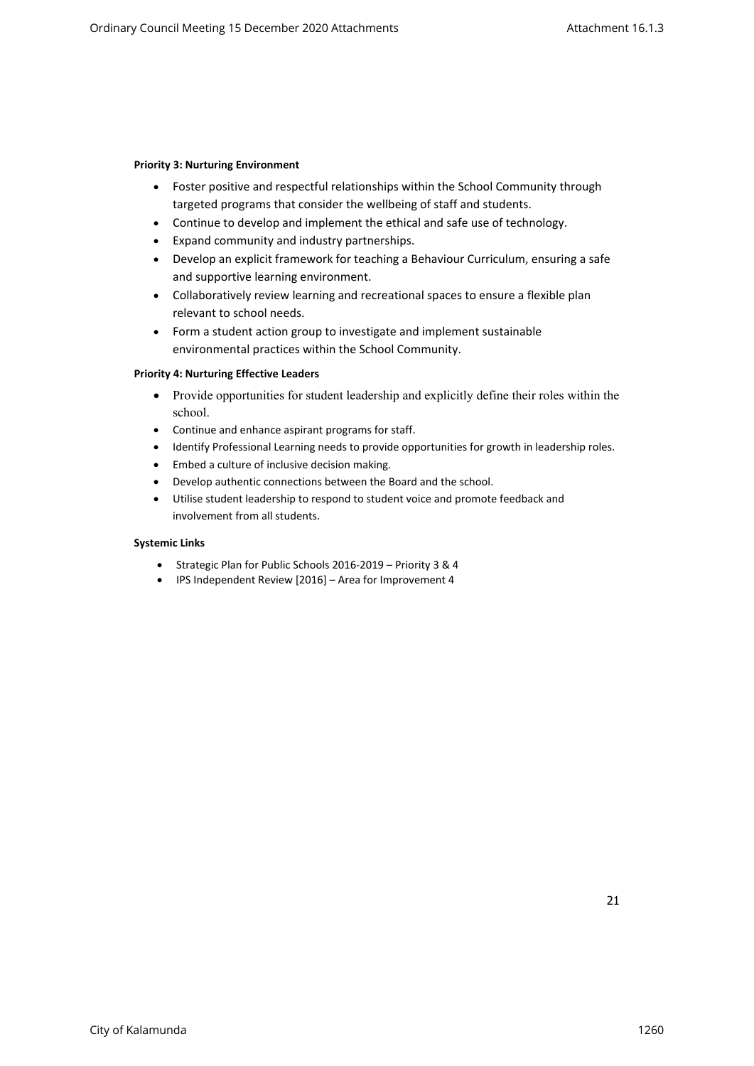**Priority 3: Nurturing Environment**

- Foster positive and respectful relationships within the School Community through targeted programs that consider the wellbeing of staff and students.
- Continue to develop and implement the ethical and safe use of technology.
- Expand community and industry partnerships.
- Develop an explicit framework for teaching a Behaviour Curriculum, ensuring a safe and supportive learning environment.
- Collaboratively review learning and recreational spaces to ensure a flexible plan relevant to school needs.
- Form a student action group to investigate and implement sustainable environmental practices within the School Community.

**Priority 4: Nurturing Effective Leaders**

- Provide opportunities for student leadership and explicitly define their roles within the school.
- Continue and enhance aspirant programs for staff.
- Identify Professional Learning needs to provide opportunities for growth in leadership roles.
- Embed a culture of inclusive decision making.
- Develop authentic connections between the Board and the school.
- Utilise student leadership to respond to student voice and promote feedback and involvement from all students.

**Systemic Links**

- Strategic Plan for Public Schools 2016-2019 – Priority 3 & 4
- IPS Independent Review [2016] – Area for Improvement 4